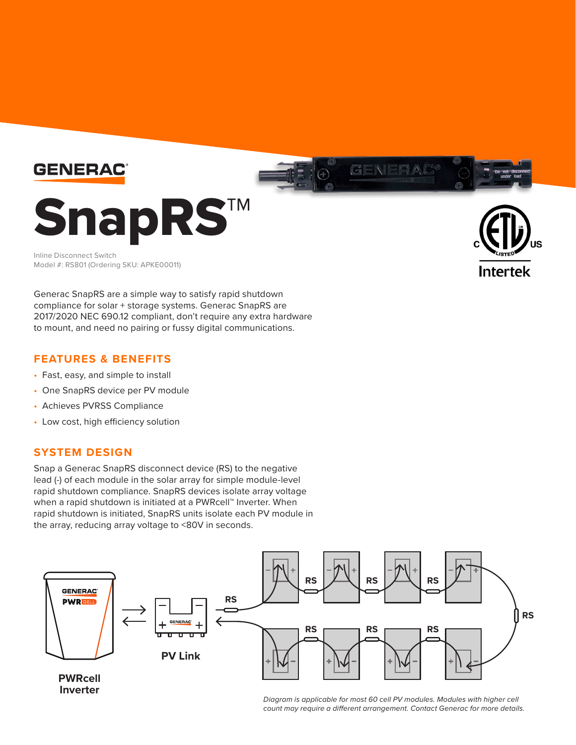GENERAC

# SnapRS™

Inline Disconnect Switch
Model #: RS801 (Ordering SKU: APKE00011)

Generac SnapRS are a simple way to satisfy rapid shutdown compliance for solar + storage systems. Generac SnapRS are 2017/2020 NEC 690.12 compliant, don't require any extra hardware to mount, and need no pairing or fussy digital communications.

## FEATURES & BENEFITS

- Fast, easy, and simple to install
- One SnapRS device per PV module
- Achieves PVRSS Compliance
- Low cost, high efficiency solution

## SYSTEM DESIGN

Snap a Generac SnapRS disconnect device (RS) to the negative lead (-) of each module in the solar array for simple module-level rapid shutdown compliance. SnapRS devices isolate array voltage when a rapid shutdown is initiated at a PWRcell™ Inverter. When rapid shutdown is initiated, SnapRS units isolate each PV module in the array, reducing array voltage to <80V in seconds.

*Diagram is applicable for most 60 cell PV modules. Modules with higher cell count may require a different arrangement. Contact Generac for more details.*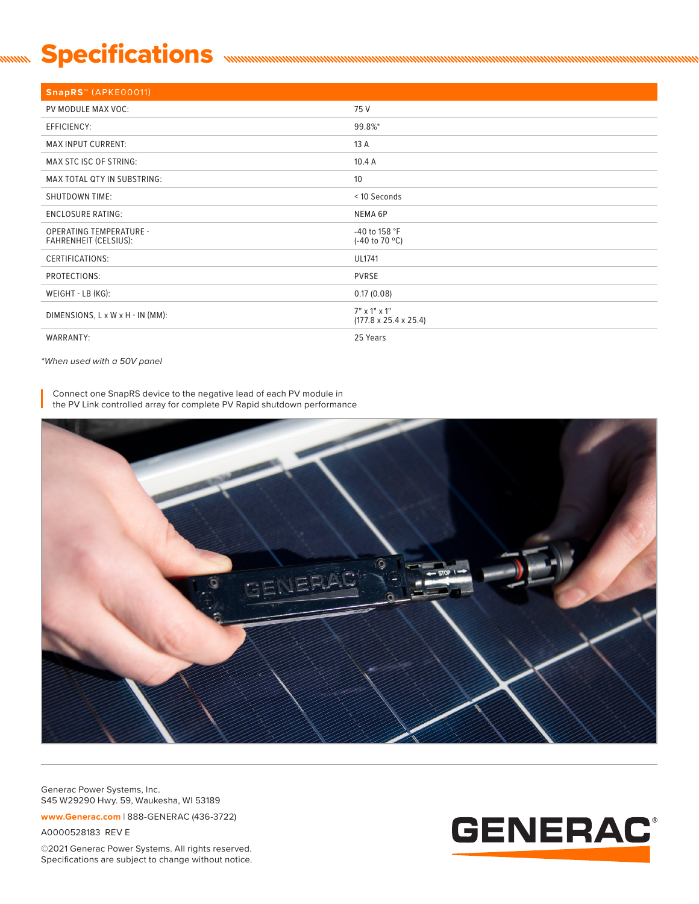# Specifications

| SnapRS™ (APKE00011) | |
|---|---|
| PV MODULE MAX VOC: | 75 V |
| EFFICIENCY: | 99.8%* |
| MAX INPUT CURRENT: | 13 A |
| MAX STC ISC OF STRING: | 10.4 A |
| MAX TOTAL QTY IN SUBSTRING: | 10 |
| SHUTDOWN TIME: | < 10 Seconds |
| ENCLOSURE RATING: | NEMA 6P |
| OPERATING TEMPERATURE - FAHRENHEIT (CELSIUS): | -40 to 158 °F (-40 to 70 °C) |
| CERTIFICATIONS: | UL1741 |
| PROTECTIONS: | PVRSE |
| WEIGHT - LB (KG): | 0.17 (0.08) |
| DIMENSIONS, L x W x H - IN (MM): | 7" x 1" x 1" (177.8 x 25.4 x 25.4) |
| WARRANTY: | 25 Years |

*When used with a 50V panel*

Connect one SnapRS device to the negative lead of each PV module in the PV Link controlled array for complete PV Rapid shutdown performance

Generac Power Systems, Inc.
S45 W29290 Hwy. 59, Waukesha, WI 53189

**www.Generac.com** | 888-GENERAC (436-3722)

A0000528183 REV E

©2021 Generac Power Systems. All rights reserved.
Specifications are subject to change without notice.